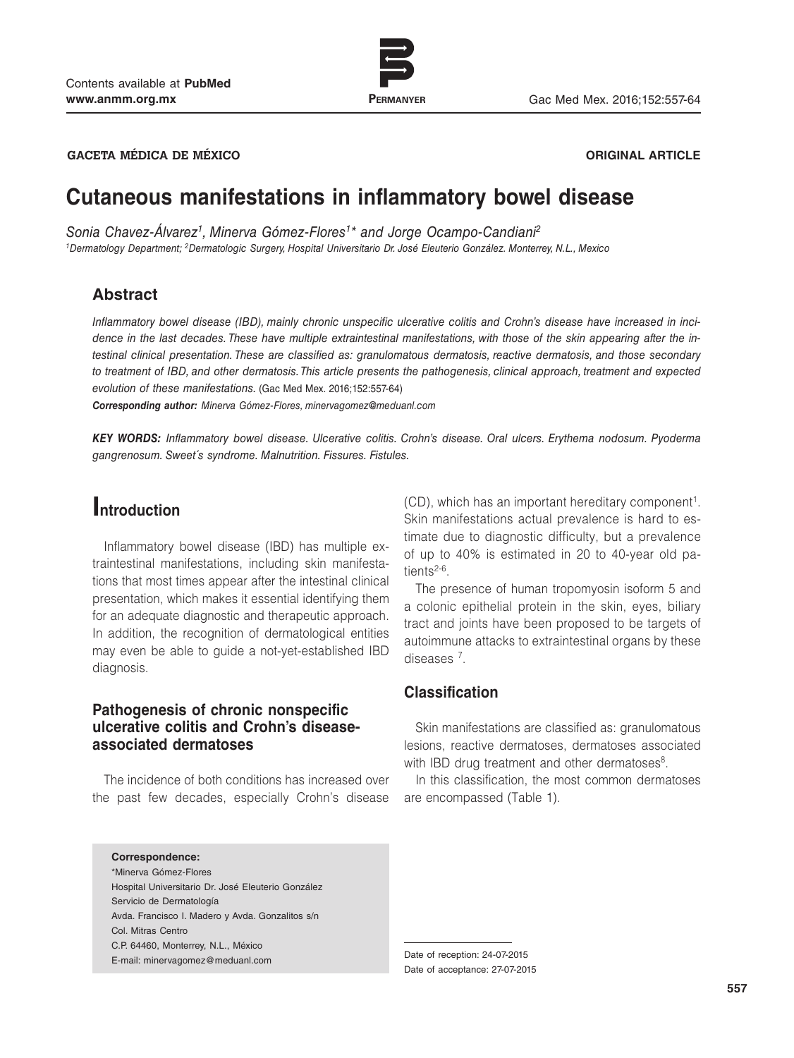GACETA MÉDICA DE MÉXICO

ORIGINAL ARTICLE

# Cutaneous manifestations in inflammatory bowel disease

*Sonia Chavez-Álvarez[1], Minerva Gómez-Flores[1]* and Jorge Ocampo-Candiani[2]*

[1]Dermatology Department; [2]Dermatologic Surgery, Hospital Universitario Dr. José Eleuterio González. Monterrey, N.L., Mexico

## Abstract

*Inflammatory bowel disease (IBD), mainly chronic unspecific ulcerative colitis and Crohn's disease have increased in incidence in the last decades. These have multiple extraintestinal manifestations, with those of the skin appearing after the intestinal clinical presentation. These are classified as: granulomatous dermatosis, reactive dermatosis, and those secondary to treatment of IBD, and other dermatosis. This article presents the pathogenesis, clinical approach, treatment and expected evolution of these manifestations.* (Gac Med Mex. 2016;152:557-64)

***Corresponding author:*** *Minerva Gómez-Flores, minervagomez@meduanl.com*

***KEY WORDS:*** *Inflammatory bowel disease. Ulcerative colitis. Crohn's disease. Oral ulcers. Erythema nodosum. Pyoderma gangrenosum. Sweet´s syndrome. Malnutrition. Fissures. Fistules.*

## Introduction

Inflammatory bowel disease (IBD) has multiple extraintestinal manifestations, including skin manifestations that most times appear after the intestinal clinical presentation, which makes it essential identifying them for an adequate diagnostic and therapeutic approach. In addition, the recognition of dermatological entities may even be able to guide a not-yet-established IBD diagnosis.

### Pathogenesis of chronic nonspecific ulcerative colitis and Crohn's disease-associated dermatoses

The incidence of both conditions has increased over the past few decades, especially Crohn's disease (CD), which has an important hereditary component[1]. Skin manifestations actual prevalence is hard to estimate due to diagnostic difficulty, but a prevalence of up to 40% is estimated in 20 to 40-year old patients[2-6].

The presence of human tropomyosin isoform 5 and a colonic epithelial protein in the skin, eyes, biliary tract and joints have been proposed to be targets of autoimmune attacks to extraintestinal organs by these diseases [7].

### Classification

Skin manifestations are classified as: granulomatous lesions, reactive dermatoses, dermatoses associated with IBD drug treatment and other dermatoses[8].

In this classification, the most common dermatoses are encompassed (Table 1).

**Correspondence:**
*Minerva Gómez-Flores
Hospital Universitario Dr. José Eleuterio González
Servicio de Dermatología
Avda. Francisco I. Madero y Avda. Gonzalitos s/n
Col. Mitras Centro
C.P. 64460, Monterrey, N.L., México
E-mail: minervagomez@meduanl.com

Date of reception: 24-07-2015
Date of acceptance: 27-07-2015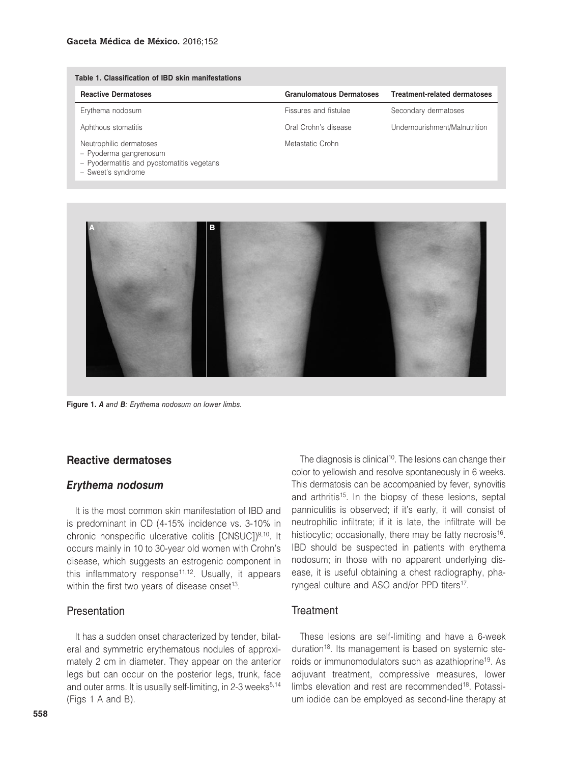**Table 1. Classification of IBD skin manifestations**

| Reactive Dermatoses | Granulomatous Dermatoses | Treatment-related dermatoses |
|---|---|---|
| Erythema nodosum | Fissures and fistulae | Secondary dermatoses |
| Aphthous stomatitis | Oral Crohn's disease | Undernourishment/Malnutrition |
| Neutrophilic dermatoses<br>– Pyoderma gangrenosum<br>– Pyodermatitis and pyostomatitis vegetans<br>– Sweet's syndrome | Metastatic Crohn | |

**Figure 1.** ***A*** *and* ***B****: Erythema nodosum on lower limbs.*

## Reactive dermatoses

### *Erythema nodosum*

It is the most common skin manifestation of IBD and is predominant in CD (4-15% incidence vs. 3-10% in chronic nonspecific ulcerative colitis [CNSUC])[9,10]. It occurs mainly in 10 to 30-year old women with Crohn's disease, which suggests an estrogenic component in this inflammatory response[11,12]. Usually, it appears within the first two years of disease onset[13].

### Presentation

It has a sudden onset characterized by tender, bilateral and symmetric erythematous nodules of approximately 2 cm in diameter. They appear on the anterior legs but can occur on the posterior legs, trunk, face and outer arms. It is usually self-limiting, in 2-3 weeks[5,14] (Figs 1 A and B).

The diagnosis is clinical[10]. The lesions can change their color to yellowish and resolve spontaneously in 6 weeks. This dermatosis can be accompanied by fever, synovitis and arthritis[15]. In the biopsy of these lesions, septal panniculitis is observed; if it's early, it will consist of neutrophilic infiltrate; if it is late, the infiltrate will be histiocytic; occasionally, there may be fatty necrosis[16]. IBD should be suspected in patients with erythema nodosum; in those with no apparent underlying disease, it is useful obtaining a chest radiography, pharyngeal culture and ASO and/or PPD titers[17].

### Treatment

These lesions are self-limiting and have a 6-week duration[18]. Its management is based on systemic steroids or immunomodulators such as azathioprine[19]. As adjuvant treatment, compressive measures, lower limbs elevation and rest are recommended[18]. Potassium iodide can be employed as second-line therapy at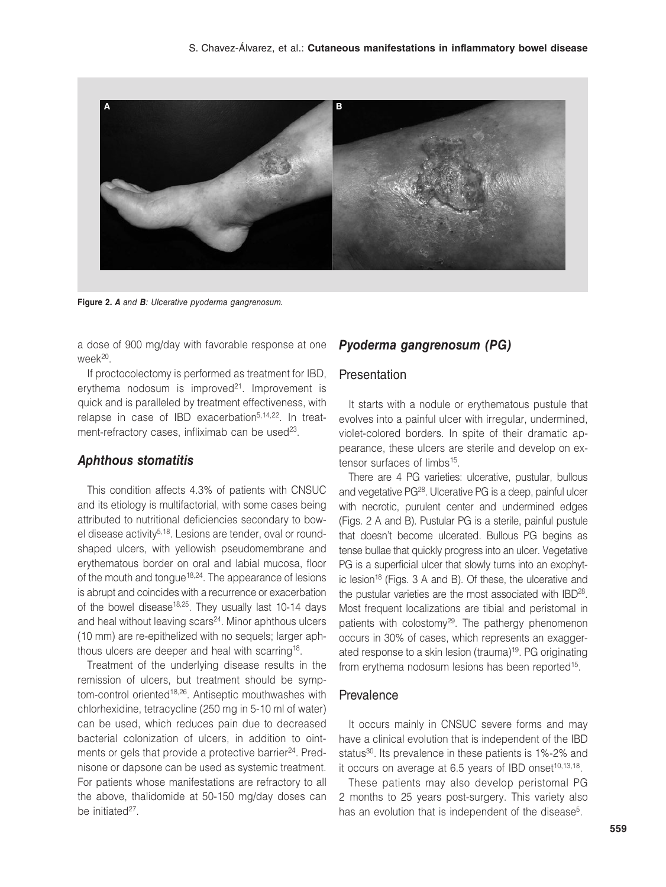Figure 2. *A* and *B*: *Ulcerative pyoderma gangrenosum.*

a dose of 900 mg/day with favorable response at one week[20].

If proctocolectomy is performed as treatment for IBD, erythema nodosum is improved[21]. Improvement is quick and is paralleled by treatment effectiveness, with relapse in case of IBD exacerbation[5,14,22]. In treatment-refractory cases, infliximab can be used[23].

### Aphthous stomatitis

This condition affects 4.3% of patients with CNSUC and its etiology is multifactorial, with some cases being attributed to nutritional deficiencies secondary to bowel disease activity[5,18]. Lesions are tender, oval or round-shaped ulcers, with yellowish pseudomembrane and erythematous border on oral and labial mucosa, floor of the mouth and tongue[18,24]. The appearance of lesions is abrupt and coincides with a recurrence or exacerbation of the bowel disease[18,25]. They usually last 10-14 days and heal without leaving scars[24]. Minor aphthous ulcers (10 mm) are re-epithelized with no sequels; larger aphthous ulcers are deeper and heal with scarring[18].

Treatment of the underlying disease results in the remission of ulcers, but treatment should be symptom-control oriented[18,26]. Antiseptic mouthwashes with chlorhexidine, tetracycline (250 mg in 5-10 ml of water) can be used, which reduces pain due to decreased bacterial colonization of ulcers, in addition to ointments or gels that provide a protective barrier[24]. Prednisone or dapsone can be used as systemic treatment. For patients whose manifestations are refractory to all the above, thalidomide at 50-150 mg/day doses can be initiated[27].

### Pyoderma gangrenosum (PG)

#### Presentation

It starts with a nodule or erythematous pustule that evolves into a painful ulcer with irregular, undermined, violet-colored borders. In spite of their dramatic appearance, these ulcers are sterile and develop on extensor surfaces of limbs[15].

There are 4 PG varieties: ulcerative, pustular, bullous and vegetative PG[28]. Ulcerative PG is a deep, painful ulcer with necrotic, purulent center and undermined edges (Figs. 2 A and B). Pustular PG is a sterile, painful pustule that doesn't become ulcerated. Bullous PG begins as tense bullae that quickly progress into an ulcer. Vegetative PG is a superficial ulcer that slowly turns into an exophytic lesion[18] (Figs. 3 A and B). Of these, the ulcerative and the pustular varieties are the most associated with IBD[28]. Most frequent localizations are tibial and peristomal in patients with colostomy[29]. The pathergy phenomenon occurs in 30% of cases, which represents an exaggerated response to a skin lesion (trauma)[19]. PG originating from erythema nodosum lesions has been reported[15].

#### Prevalence

It occurs mainly in CNSUC severe forms and may have a clinical evolution that is independent of the IBD status[30]. Its prevalence in these patients is 1%-2% and it occurs on average at 6.5 years of IBD onset[10,13,18].

These patients may also develop peristomal PG 2 months to 25 years post-surgery. This variety also has an evolution that is independent of the disease[5].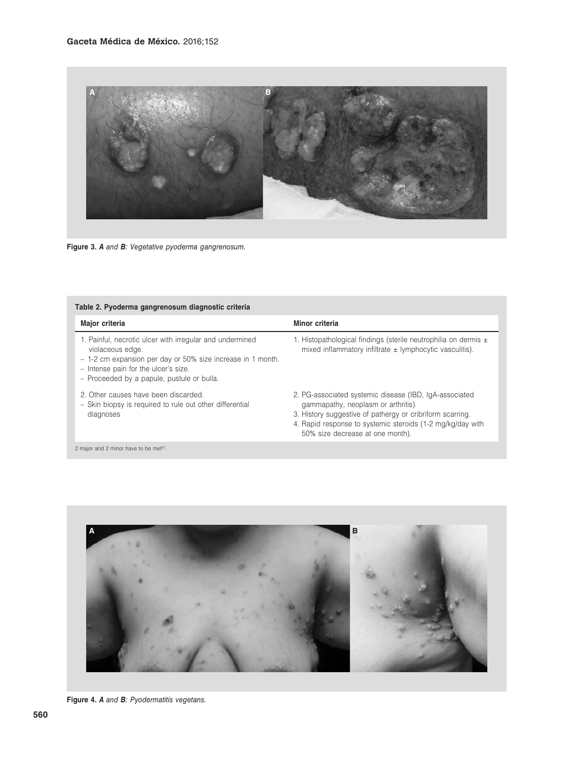Figure 3. *A* and *B*: Vegetative pyoderma gangrenosum.

**Table 2. Pyoderma gangrenosum diagnostic criteria**

| Major criteria | Minor criteria |
|---|---|
| 1. Painful, necrotic ulcer with irregular and undermined violaceous edge.<br>– 1-2 cm expansion per day or 50% size increase in 1 month.<br>– Intense pain for the ulcer's size.<br>– Proceeded by a papule, pustule or bulla. | 1. Histopathological findings (sterile neutrophilia on dermis ± mixed inflammatory infiltrate ± lymphocytic vasculitis). |
| 2. Other causes have been discarded.<br>– Skin biopsy is required to rule out other differential diagnoses | 2. PG-associated systemic disease (IBD, IgA-associated gammapathy, neoplasm or arthritis).<br>3. History suggestive of pathergy or cribriform scarring.<br>4. Rapid response to systemic steroids (1-2 mg/kg/day with 50% size decrease at one month). |

2 major and 2 minor have to be met[31].

Figure 4. *A* and *B*: Pyodermatitis vegetans.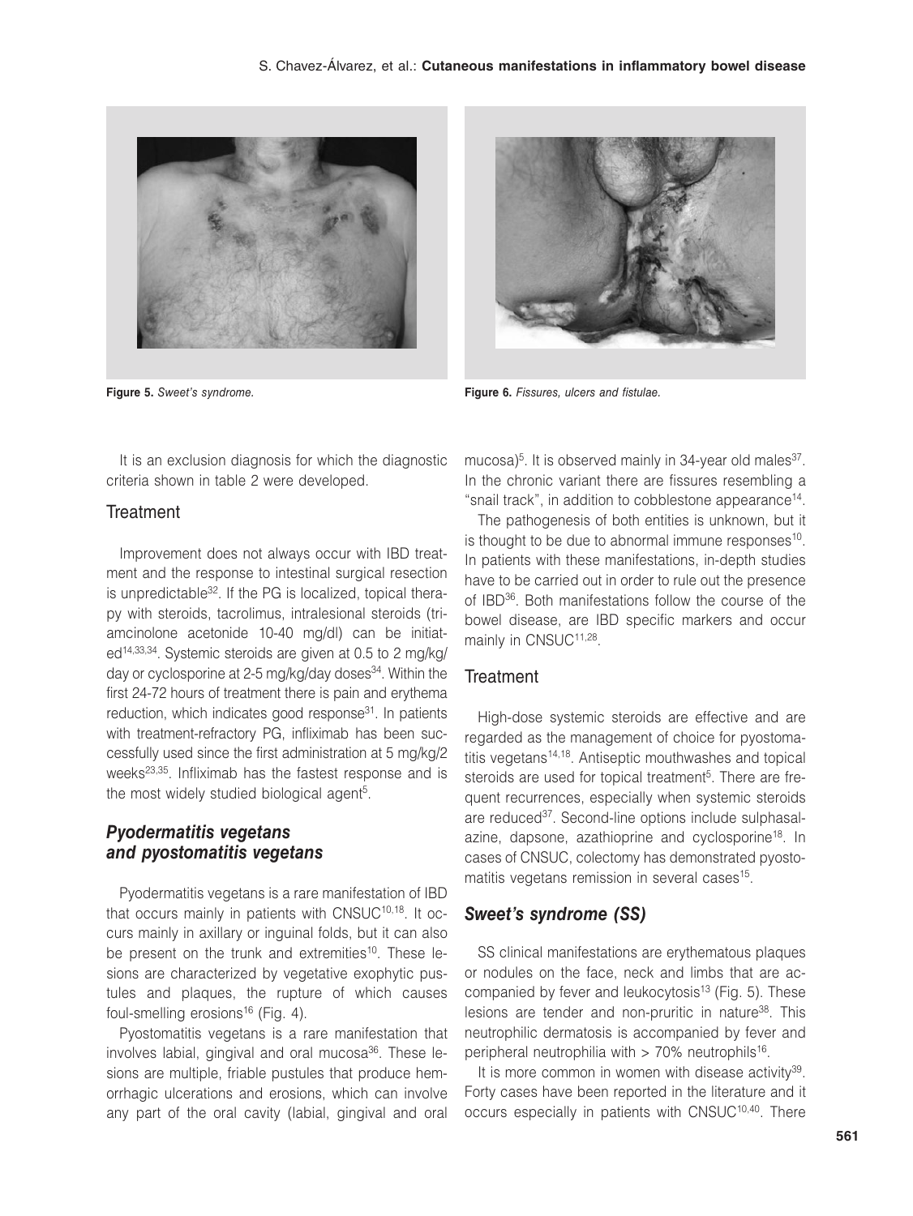Figure 5. *Sweet's syndrome.*

Figure 6. *Fissures, ulcers and fistulae.*

It is an exclusion diagnosis for which the diagnostic criteria shown in table 2 were developed.

## Treatment

Improvement does not always occur with IBD treatment and the response to intestinal surgical resection is unpredictable[32]. If the PG is localized, topical therapy with steroids, tacrolimus, intralesional steroids (triamcinolone acetonide 10-40 mg/dl) can be initiated[14,33,34]. Systemic steroids are given at 0.5 to 2 mg/kg/day or cyclosporine at 2-5 mg/kg/day doses[34]. Within the first 24-72 hours of treatment there is pain and erythema reduction, which indicates good response[31]. In patients with treatment-refractory PG, infliximab has been successfully used since the first administration at 5 mg/kg/2 weeks[23,35]. Infliximab has the fastest response and is the most widely studied biological agent[5].

## *Pyodermatitis vegetans and pyostomatitis vegetans*

Pyodermatitis vegetans is a rare manifestation of IBD that occurs mainly in patients with CNSUC[10,18]. It occurs mainly in axillary or inguinal folds, but it can also be present on the trunk and extremities[10]. These lesions are characterized by vegetative exophytic pustules and plaques, the rupture of which causes foul-smelling erosions[16] (Fig. 4).

Pyostomatitis vegetans is a rare manifestation that involves labial, gingival and oral mucosa[36]. These lesions are multiple, friable pustules that produce hemorrhagic ulcerations and erosions, which can involve any part of the oral cavity (labial, gingival and oral mucosa)[5]. It is observed mainly in 34-year old males[37]. In the chronic variant there are fissures resembling a "snail track", in addition to cobblestone appearance[14].

The pathogenesis of both entities is unknown, but it is thought to be due to abnormal immune responses[10]. In patients with these manifestations, in-depth studies have to be carried out in order to rule out the presence of IBD[36]. Both manifestations follow the course of the bowel disease, are IBD specific markers and occur mainly in CNSUC[11,28].

## Treatment

High-dose systemic steroids are effective and are regarded as the management of choice for pyostomatitis vegetans[14,18]. Antiseptic mouthwashes and topical steroids are used for topical treatment[5]. There are frequent recurrences, especially when systemic steroids are reduced[37]. Second-line options include sulphasalazine, dapsone, azathioprine and cyclosporine[18]. In cases of CNSUC, colectomy has demonstrated pyostomatitis vegetans remission in several cases[15].

## *Sweet's syndrome (SS)*

SS clinical manifestations are erythematous plaques or nodules on the face, neck and limbs that are accompanied by fever and leukocytosis[13] (Fig. 5). These lesions are tender and non-pruritic in nature[38]. This neutrophilic dermatosis is accompanied by fever and peripheral neutrophilia with > 70% neutrophils[16].

It is more common in women with disease activity[39]. Forty cases have been reported in the literature and it occurs especially in patients with CNSUC[10,40]. There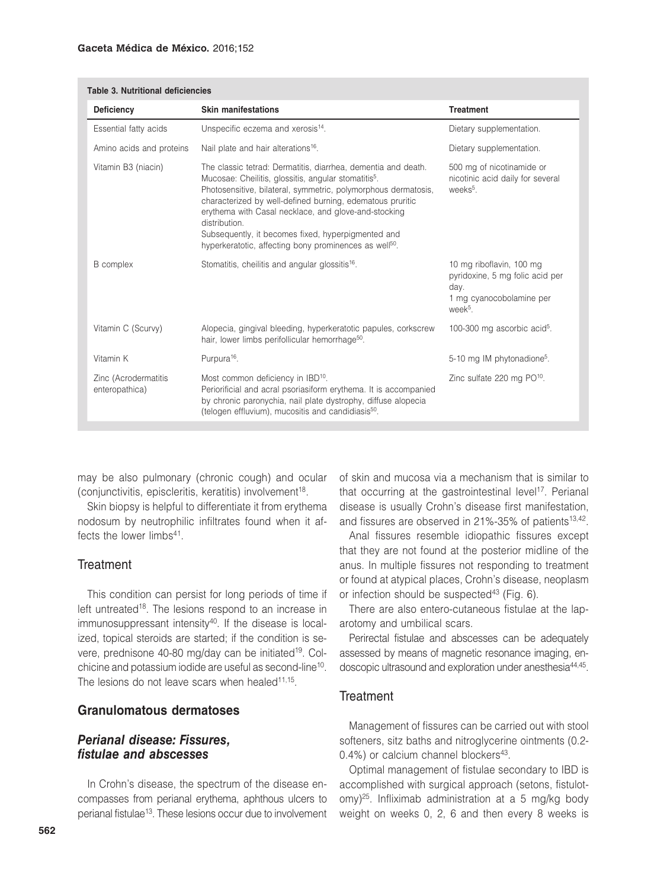**Table 3. Nutritional deficiencies**

| Deficiency | Skin manifestations | Treatment |
|---|---|---|
| Essential fatty acids | Unspecific eczema and xerosis[14]. | Dietary supplementation. |
| Amino acids and proteins | Nail plate and hair alterations[16]. | Dietary supplementation. |
| Vitamin B3 (niacin) | The classic tetrad: Dermatitis, diarrhea, dementia and death. Mucosae: Cheilitis, glossitis, angular stomatitis[5]. Photosensitive, bilateral, symmetric, polymorphous dermatosis, characterized by well-defined burning, edematous pruritic erythema with Casal necklace, and glove-and-stocking distribution. Subsequently, it becomes fixed, hyperpigmented and hyperkeratotic, affecting bony prominences as well[50]. | 500 mg of nicotinamide or nicotinic acid daily for several weeks[5]. |
| B complex | Stomatitis, cheilitis and angular glossitis[16]. | 10 mg riboflavin, 100 mg pyridoxine, 5 mg folic acid per day. 1 mg cyanocobolamine per week[5]. |
| Vitamin C (Scurvy) | Alopecia, gingival bleeding, hyperkeratotic papules, corkscrew hair, lower limbs perifollicular hemorrhage[50]. | 100-300 mg ascorbic acid[5]. |
| Vitamin K | Purpura[16]. | 5-10 mg IM phytonadione[5]. |
| Zinc (Acrodermatitis enteropathica) | Most common deficiency in IBD[10]. Periorificial and acral psoriasiform erythema. It is accompanied by chronic paronychia, nail plate dystrophy, diffuse alopecia (telogen effluvium), mucositis and candidiasis[50]. | Zinc sulfate 220 mg PO[10]. |

may be also pulmonary (chronic cough) and ocular (conjunctivitis, episcleritis, keratitis) involvement[18].

Skin biopsy is helpful to differentiate it from erythema nodosum by neutrophilic infiltrates found when it affects the lower limbs[41].

### Treatment

This condition can persist for long periods of time if left untreated[18]. The lesions respond to an increase in immunosuppressant intensity[40]. If the disease is localized, topical steroids are started; if the condition is severe, prednisone 40-80 mg/day can be initiated[19]. Colchicine and potassium iodide are useful as second-line[10]. The lesions do not leave scars when healed[11,15].

## Granulomatous dermatoses

### *Perianal disease: Fissures, fistulae and abscesses*

In Crohn's disease, the spectrum of the disease encompasses from perianal erythema, aphthous ulcers to perianal fistulae[13]. These lesions occur due to involvement of skin and mucosa via a mechanism that is similar to that occurring at the gastrointestinal level[17]. Perianal disease is usually Crohn's disease first manifestation, and fissures are observed in 21%-35% of patients[13,42].

Anal fissures resemble idiopathic fissures except that they are not found at the posterior midline of the anus. In multiple fissures not responding to treatment or found at atypical places, Crohn's disease, neoplasm or infection should be suspected[43] (Fig. 6).

There are also entero-cutaneous fistulae at the laparotomy and umbilical scars.

Perirectal fistulae and abscesses can be adequately assessed by means of magnetic resonance imaging, endoscopic ultrasound and exploration under anesthesia[44,45].

### Treatment

Management of fissures can be carried out with stool softeners, sitz baths and nitroglycerine ointments (0.2-0.4%) or calcium channel blockers[43].

Optimal management of fistulae secondary to IBD is accomplished with surgical approach (setons, fistulotomy)[25]. Infliximab administration at a 5 mg/kg body weight on weeks 0, 2, 6 and then every 8 weeks is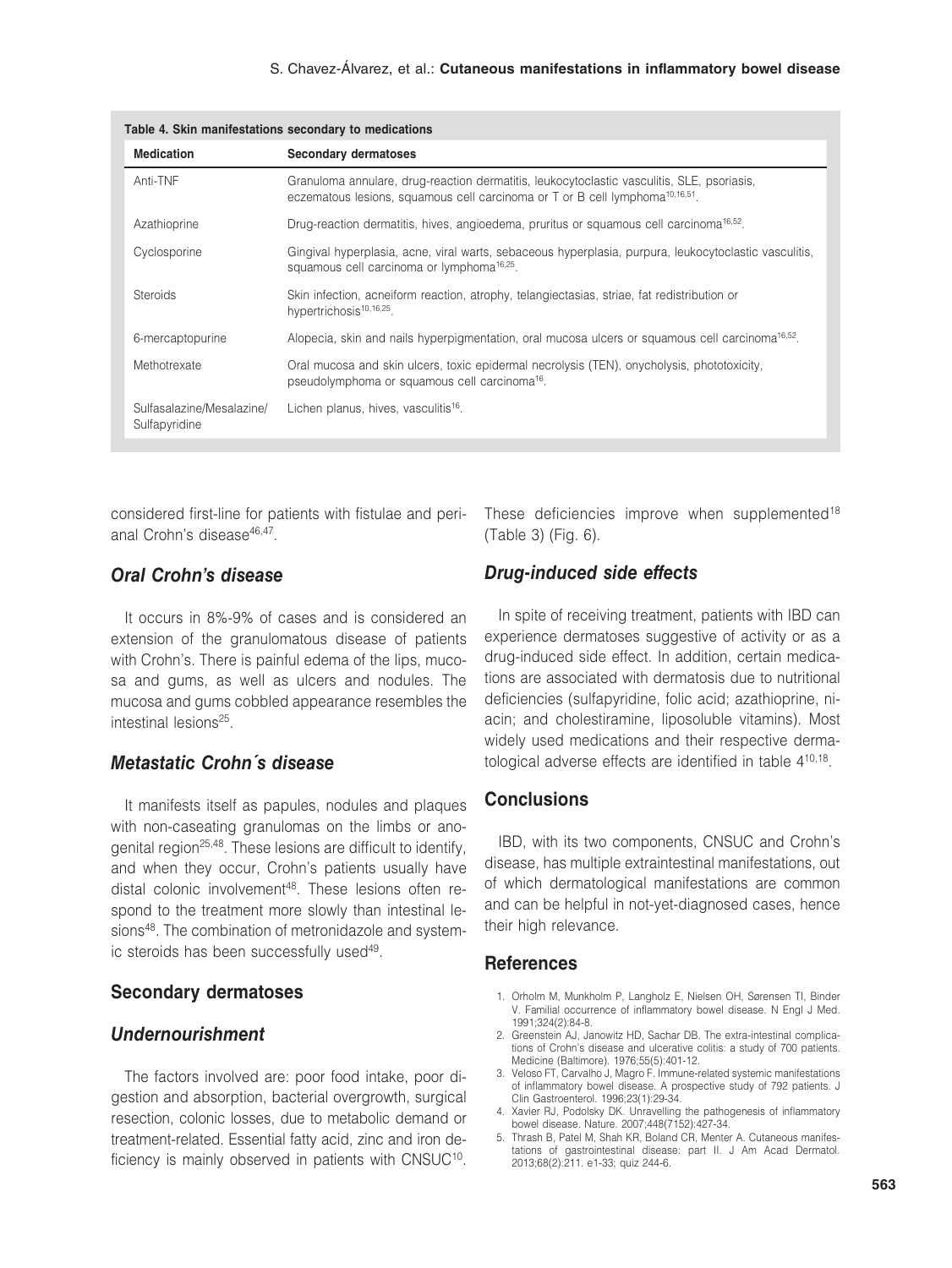**Table 4. Skin manifestations secondary to medications**

| Medication | Secondary dermatoses |
|---|---|
| Anti-TNF | Granuloma annulare, drug-reaction dermatitis, leukocytoclastic vasculitis, SLE, psoriasis, eczematous lesions, squamous cell carcinoma or T or B cell lymphoma[10,16,51]. |
| Azathioprine | Drug-reaction dermatitis, hives, angioedema, pruritus or squamous cell carcinoma[16,52]. |
| Cyclosporine | Gingival hyperplasia, acne, viral warts, sebaceous hyperplasia, purpura, leukocytoclastic vasculitis, squamous cell carcinoma or lymphoma[16,25]. |
| Steroids | Skin infection, acneiform reaction, atrophy, telangiectasias, striae, fat redistribution or hypertrichosis[10,16,25]. |
| 6-mercaptopurine | Alopecia, skin and nails hyperpigmentation, oral mucosa ulcers or squamous cell carcinoma[16,52]. |
| Methotrexate | Oral mucosa and skin ulcers, toxic epidermal necrolysis (TEN), onycholysis, phototoxicity, pseudolymphoma or squamous cell carcinoma[16]. |
| Sulfasalazine/Mesalazine/ Sulfapyridine | Lichen planus, hives, vasculitis[16]. |

considered first-line for patients with fistulae and perianal Crohn's disease[46,47].

### *Oral Crohn's disease*

It occurs in 8%-9% of cases and is considered an extension of the granulomatous disease of patients with Crohn's. There is painful edema of the lips, mucosa and gums, as well as ulcers and nodules. The mucosa and gums cobbled appearance resembles the intestinal lesions[25].

### *Metastatic Crohn´s disease*

It manifests itself as papules, nodules and plaques with non-caseating granulomas on the limbs or anogenital region[25,48]. These lesions are difficult to identify, and when they occur, Crohn's patients usually have distal colonic involvement[48]. These lesions often respond to the treatment more slowly than intestinal lesions[48]. The combination of metronidazole and systemic steroids has been successfully used[49].

## Secondary dermatoses

### *Undernourishment*

The factors involved are: poor food intake, poor digestion and absorption, bacterial overgrowth, surgical resection, colonic losses, due to metabolic demand or treatment-related. Essential fatty acid, zinc and iron deficiency is mainly observed in patients with CNSUC[10]. These deficiencies improve when supplemented[18] (Table 3) (Fig. 6).

### *Drug-induced side effects*

In spite of receiving treatment, patients with IBD can experience dermatoses suggestive of activity or as a drug-induced side effect. In addition, certain medications are associated with dermatosis due to nutritional deficiencies (sulfapyridine, folic acid; azathioprine, niacin; and cholestiramine, liposoluble vitamins). Most widely used medications and their respective dermatological adverse effects are identified in table 4[10,18].

## Conclusions

IBD, with its two components, CNSUC and Crohn's disease, has multiple extraintestinal manifestations, out of which dermatological manifestations are common and can be helpful in not-yet-diagnosed cases, hence their high relevance.

## References

1. Orholm M, Munkholm P, Langholz E, Nielsen OH, Sørensen TI, Binder V. Familial occurrence of inflammatory bowel disease. N Engl J Med. 1991;324(2):84-8.
2. Greenstein AJ, Janowitz HD, Sachar DB. The extra-intestinal complications of Crohn's disease and ulcerative colitis: a study of 700 patients. Medicine (Baltimore). 1976;55(5):401-12.
3. Veloso FT, Carvalho J, Magro F. Immune-related systemic manifestations of inflammatory bowel disease. A prospective study of 792 patients. J Clin Gastroenterol. 1996;23(1):29-34.
4. Xavier RJ, Podolsky DK. Unravelling the pathogenesis of inflammatory bowel disease. Nature. 2007;448(7152):427-34.
5. Thrash B, Patel M, Shah KR, Boland CR, Menter A. Cutaneous manifestations of gastrointestinal disease: part II. J Am Acad Dermatol. 2013;68(2):211. e1-33; quiz 244-6.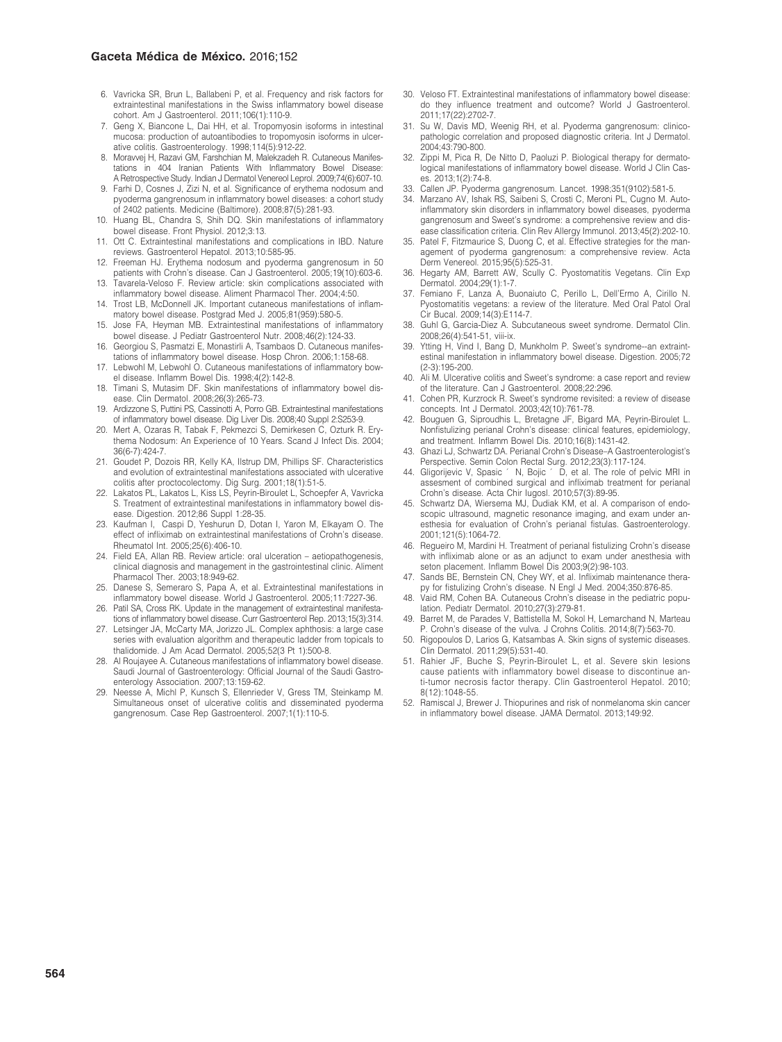6. Vavricka SR, Brun L, Ballabeni P, et al. Frequency and risk factors for extraintestinal manifestations in the Swiss inflammatory bowel disease cohort. Am J Gastroenterol. 2011;106(1):110-9.
7. Geng X, Biancone L, Dai HH, et al. Tropomyosin isoforms in intestinal mucosa: production of autoantibodies to tropomyosin isoforms in ulcerative colitis. Gastroenterology. 1998;114(5):912-22.
8. Moravvej H, Razavi GM, Farshchian M, Malekzadeh R. Cutaneous Manifestations in 404 Iranian Patients With Inflammatory Bowel Disease: A Retrospective Study. Indian J Dermatol Venereol Leprol. 2009;74(6):607-10.
9. Farhi D, Cosnes J, Zizi N, et al. Significance of erythema nodosum and pyoderma gangrenosum in inflammatory bowel diseases: a cohort study of 2402 patients. Medicine (Baltimore). 2008;87(5):281-93.
10. Huang BL, Chandra S, Shih DQ. Skin manifestations of inflammatory bowel disease. Front Physiol. 2012;3:13.
11. Ott C. Extraintestinal manifestations and complications in IBD. Nature reviews. Gastroenterol Hepatol. 2013;10:585-95.
12. Freeman HJ. Erythema nodosum and pyoderma gangrenosum in 50 patients with Crohn's disease. Can J Gastroenterol. 2005;19(10):603-6.
13. Tavarela-Veloso F. Review article: skin complications associated with inflammatory bowel disease. Aliment Pharmacol Ther. 2004;4:50.
14. Trost LB, McDonnell JK. Important cutaneous manifestations of inflammatory bowel disease. Postgrad Med J. 2005;81(959):580-5.
15. Jose FA, Heyman MB. Extraintestinal manifestations of inflammatory bowel disease. J Pediatr Gastroenterol Nutr. 2008;46(2):124-33.
16. Georgiou S, Pasmatzi E, Monastirli A, Tsambaos D. Cutaneous manifestations of inflammatory bowel disease. Hosp Chron. 2006;1:158-68.
17. Lebwohl M, Lebwohl O. Cutaneous manifestations of inflammatory bowel disease. Inflamm Bowel Dis. 1998;4(2):142-8.
18. Timani S, Mutasim DF. Skin manifestations of inflammatory bowel disease. Clin Dermatol. 2008;26(3):265-73.
19. Ardizzone S, Puttini PS, Cassinotti A, Porro GB. Extraintestinal manifestations of inflammatory bowel disease. Dig Liver Dis. 2008;40 Suppl 2:S253-9.
20. Mert A, Ozaras R, Tabak F, Pekmezci S, Demirkesen C, Ozturk R. Erythema Nodosum: An Experience of 10 Years. Scand J Infect Dis. 2004; 36(6-7):424-7.
21. Goudet P, Dozois RR, Kelly KA, Ilstrup DM, Phillips SF. Characteristics and evolution of extraintestinal manifestations associated with ulcerative colitis after proctocolectomy. Dig Surg. 2001;18(1):51-5.
22. Lakatos PL, Lakatos L, Kiss LS, Peyrin-Biroulet L, Schoepfer A, Vavricka S. Treatment of extraintestinal manifestations in inflammatory bowel disease. Digestion. 2012;86 Suppl 1:28-35.
23. Kaufman I, Caspi D, Yeshurun D, Dotan I, Yaron M, Elkayam O. The effect of infliximab on extraintestinal manifestations of Crohn's disease. Rheumatol Int. 2005;25(6):406-10.
24. Field EA, Allan RB. Review article: oral ulceration – aetiopathogenesis, clinical diagnosis and management in the gastrointestinal clinic. Aliment Pharmacol Ther. 2003;18:949-62.
25. Danese S, Semeraro S, Papa A, et al. Extraintestinal manifestations in inflammatory bowel disease. World J Gastroenterol. 2005;11:7227-36.
26. Patil SA, Cross RK. Update in the management of extraintestinal manifestations of inflammatory bowel disease. Curr Gastroenterol Rep. 2013;15(3):314.
27. Letsinger JA, McCarty MA, Jorizzo JL. Complex aphthosis: a large case series with evaluation algorithm and therapeutic ladder from topicals to thalidomide. J Am Acad Dermatol. 2005;52(3 Pt 1):500-8.
28. Al Roujayee A. Cutaneous manifestations of inflammatory bowel disease. Saudi Journal of Gastroenterology: Official Journal of the Saudi Gastroenterology Association. 2007;13:159-62.
29. Neesse A, Michl P, Kunsch S, Ellenrieder V, Gress TM, Steinkamp M. Simultaneous onset of ulcerative colitis and disseminated pyoderma gangrenosum. Case Rep Gastroenterol. 2007;1(1):110-5.
30. Veloso FT. Extraintestinal manifestations of inflammatory bowel disease: do they influence treatment and outcome? World J Gastroenterol. 2011;17(22):2702-7.
31. Su W, Davis MD, Weenig RH, et al. Pyoderma gangrenosum: clinicopathologic correlation and proposed diagnostic criteria. Int J Dermatol. 2004;43:790-800.
32. Zippi M, Pica R, De Nitto D, Paoluzi P. Biological therapy for dermatological manifestations of inflammatory bowel disease. World J Clin Cases. 2013;1(2):74-8.
33. Callen JP. Pyoderma gangrenosum. Lancet. 1998;351(9102):581-5.
34. Marzano AV, Ishak RS, Saibeni S, Crosti C, Meroni PL, Cugno M. Autoinflammatory skin disorders in inflammatory bowel diseases, pyoderma gangrenosum and Sweet's syndrome: a comprehensive review and disease classification criteria. Clin Rev Allergy Immunol. 2013;45(2):202-10.
35. Patel F, Fitzmaurice S, Duong C, et al. Effective strategies for the management of pyoderma gangrenosum: a comprehensive review. Acta Derm Venereol. 2015;95(5):525-31.
36. Hegarty AM, Barrett AW, Scully C. Pyostomatitis Vegetans. Clin Exp Dermatol. 2004;29(1):1-7.
37. Femiano F, Lanza A, Buonaiuto C, Perillo L, Dell'Ermo A, Cirillo N. Pyostomatitis vegetans: a review of the literature. Med Oral Patol Oral Cir Bucal. 2009;14(3):E114-7.
38. Guhl G, Garcia-Diez A. Subcutaneous sweet syndrome. Dermatol Clin. 2008;26(4):541-51, viii-ix.
39. Ytting H, Vind I, Bang D, Munkholm P. Sweet's syndrome--an extraintestinal manifestation in inflammatory bowel disease. Digestion. 2005;72 (2-3):195-200.
40. Ali M. Ulcerative colitis and Sweet's syndrome: a case report and review of the literature. Can J Gastroenterol. 2008;22:296.
41. Cohen PR, Kurzrock R. Sweet's syndrome revisited: a review of disease concepts. Int J Dermatol. 2003;42(10):761-78.
42. Bouguen G, Siproudhis L, Bretagne JF, Bigard MA, Peyrin-Biroulet L. Nonfistulizing perianal Crohn's disease: clinical features, epidemiology, and treatment. Inflamm Bowel Dis. 2010;16(8):1431-42.
43. Ghazi LJ, Schwartz DA. Perianal Crohn's Disease–A Gastroenterologist's Perspective. Semin Colon Rectal Surg. 2012;23(3):117-124.
44. Gligorijevic V, Spasic ´ N, Bojic ´ D, et al. The role of pelvic MRI in assesment of combined surgical and infliximab treatment for perianal Crohn's disease. Acta Chir Iugosl. 2010;57(3):89-95.
45. Schwartz DA, Wiersema MJ, Dudiak KM, et al. A comparison of endoscopic ultrasound, magnetic resonance imaging, and exam under anesthesia for evaluation of Crohn's perianal fistulas. Gastroenterology. 2001;121(5):1064-72.
46. Regueiro M, Mardini H. Treatment of perianal fistulizing Crohn's disease with infliximab alone or as an adjunct to exam under anesthesia with seton placement. Inflamm Bowel Dis 2003;9(2):98-103.
47. Sands BE, Bernstein CN, Chey WY, et al. Infliximab maintenance therapy for fistulizing Crohn's disease. N Engl J Med. 2004;350:876-85.
48. Vaid RM, Cohen BA. Cutaneous Crohn's disease in the pediatric population. Pediatr Dermatol. 2010;27(3):279-81.
49. Barret M, de Parades V, Battistella M, Sokol H, Lemarchand N, Marteau P. Crohn's disease of the vulva. J Crohns Colitis. 2014;8(7):563-70.
50. Rigopoulos D, Larios G, Katsambas A. Skin signs of systemic diseases. Clin Dermatol. 2011;29(5):531-40.
51. Rahier JF, Buche S, Peyrin-Biroulet L, et al. Severe skin lesions cause patients with inflammatory bowel disease to discontinue anti-tumor necrosis factor therapy. Clin Gastroenterol Hepatol. 2010; 8(12):1048-55.
52. Ramiscal J, Brewer J. Thiopurines and risk of nonmelanoma skin cancer in inflammatory bowel disease. JAMA Dermatol. 2013;149:92.